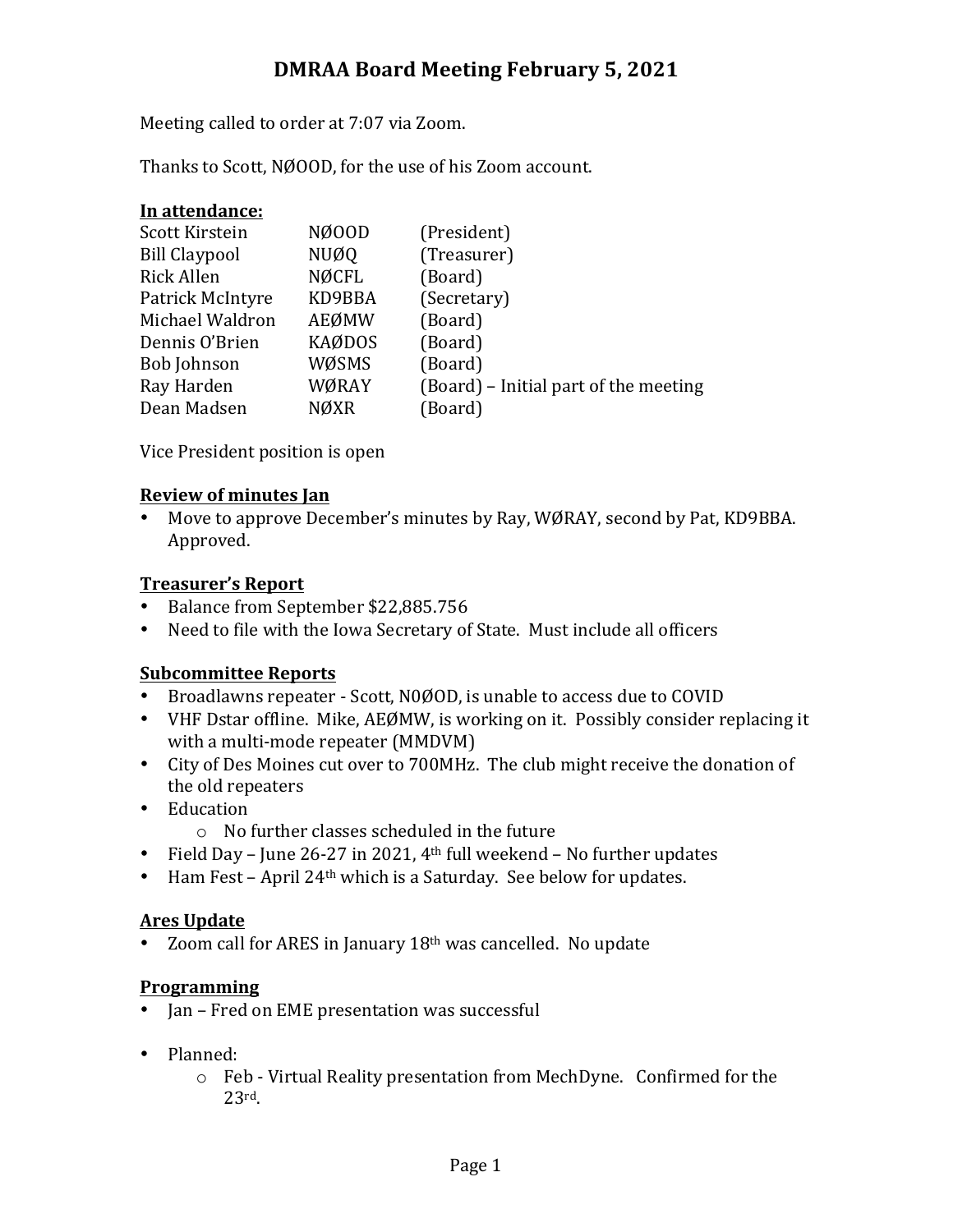# DMRAA Board Meeting February 5, 2021

Meeting called to order at 7:07 via Zoom.

Thanks to Scott, NØOOD, for the use of his Zoom account.

**In attendance:**

| | | |
|---|---|---|
| Scott Kirstein | NØOOD | (President) |
| Bill Claypool | NUØQ | (Treasurer) |
| Rick Allen | NØCFL | (Board) |
| Patrick McIntyre | KD9BBA | (Secretary) |
| Michael Waldron | AEØMW | (Board) |
| Dennis O'Brien | KAØDOS | (Board) |
| Bob Johnson | WØSMS | (Board) |
| Ray Harden | WØRAY | (Board) – Initial part of the meeting |
| Dean Madsen | NØXR | (Board) |

Vice President position is open

**Review of minutes Jan**

- Move to approve December's minutes by Ray, WØRAY, second by Pat, KD9BBA. Approved.

**Treasurer's Report**

- Balance from September $22,885.756
- Need to file with the Iowa Secretary of State. Must include all officers

**Subcommittee Reports**

- Broadlawns repeater - Scott, N0ØOD, is unable to access due to COVID
- VHF Dstar offline. Mike, AEØMW, is working on it. Possibly consider replacing it with a multi-mode repeater (MMDVM)
- City of Des Moines cut over to 700MHz. The club might receive the donation of the old repeaters
- Education
  - No further classes scheduled in the future
- Field Day – June 26-27 in 2021, 4th full weekend – No further updates
- Ham Fest – April 24th which is a Saturday. See below for updates.

**Ares Update**

- Zoom call for ARES in January 18th was cancelled. No update

**Programming**

- Jan – Fred on EME presentation was successful

- Planned:
  - Feb - Virtual Reality presentation from MechDyne. Confirmed for the 23rd.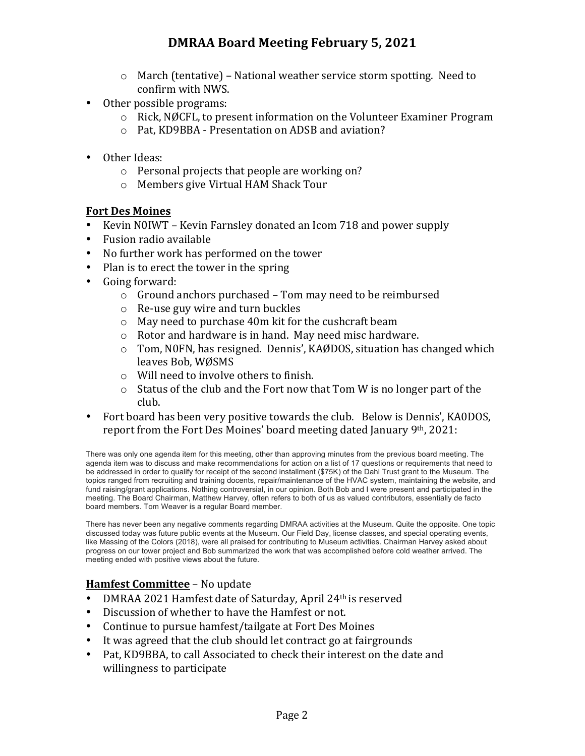- March (tentative) – National weather service storm spotting. Need to confirm with NWS.

- Other possible programs:
  - Rick, NØCFL, to present information on the Volunteer Examiner Program
  - Pat, KD9BBA - Presentation on ADSB and aviation?

- Other Ideas:
  - Personal projects that people are working on?
  - Members give Virtual HAM Shack Tour

## Fort Des Moines

- Kevin N0IWT – Kevin Farnsley donated an Icom 718 and power supply
- Fusion radio available
- No further work has performed on the tower
- Plan is to erect the tower in the spring
- Going forward:
  - Ground anchors purchased – Tom may need to be reimbursed
  - Re-use guy wire and turn buckles
  - May need to purchase 40m kit for the cushcraft beam
  - Rotor and hardware is in hand. May need misc hardware.
  - Tom, N0FN, has resigned. Dennis', KAØDOS, situation has changed which leaves Bob, WØSMS
  - Will need to involve others to finish.
  - Status of the club and the Fort now that Tom W is no longer part of the club.
- Fort board has been very positive towards the club. Below is Dennis', KA0DOS, report from the Fort Des Moines' board meeting dated January 9th, 2021:

There was only one agenda item for this meeting, other than approving minutes from the previous board meeting. The agenda item was to discuss and make recommendations for action on a list of 17 questions or requirements that need to be addressed in order to qualify for receipt of the second installment ($75K) of the Dahl Trust grant to the Museum. The topics ranged from recruiting and training docents, repair/maintenance of the HVAC system, maintaining the website, and fund raising/grant applications. Nothing controversial, in our opinion. Both Bob and I were present and participated in the meeting. The Board Chairman, Matthew Harvey, often refers to both of us as valued contributors, essentially de facto board members. Tom Weaver is a regular Board member.

There has never been any negative comments regarding DMRAA activities at the Museum. Quite the opposite. One topic discussed today was future public events at the Museum. Our Field Day, license classes, and special operating events, like Massing of the Colors (2018), were all praised for contributing to Museum activities. Chairman Harvey asked about progress on our tower project and Bob summarized the work that was accomplished before cold weather arrived. The meeting ended with positive views about the future.

## Hamfest Committee – No update

- DMRAA 2021 Hamfest date of Saturday, April 24th is reserved
- Discussion of whether to have the Hamfest or not.
- Continue to pursue hamfest/tailgate at Fort Des Moines
- It was agreed that the club should let contract go at fairgrounds
- Pat, KD9BBA, to call Associated to check their interest on the date and willingness to participate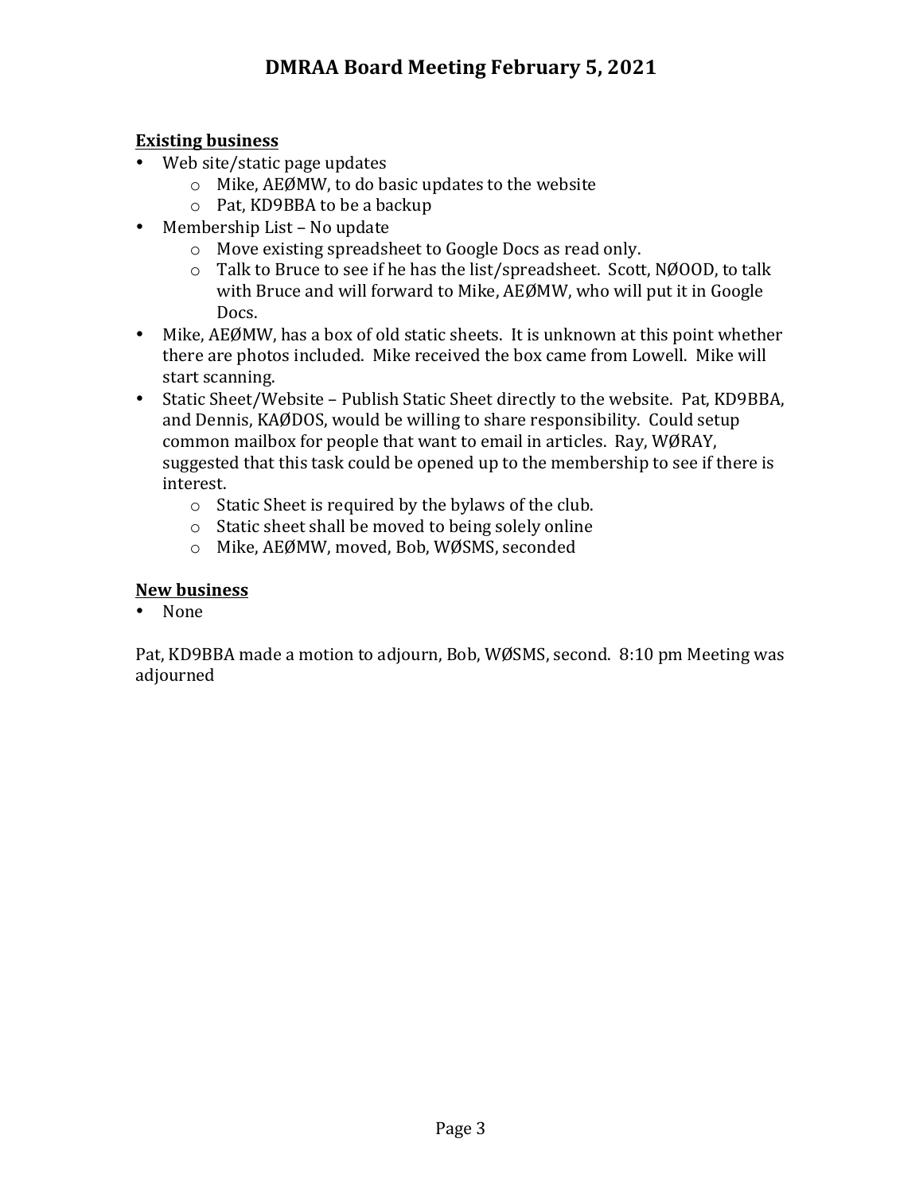**Existing business**

- Web site/static page updates
  - Mike, AEØMW, to do basic updates to the website
  - Pat, KD9BBA to be a backup
- Membership List – No update
  - Move existing spreadsheet to Google Docs as read only.
  - Talk to Bruce to see if he has the list/spreadsheet. Scott, NØOOD, to talk with Bruce and will forward to Mike, AEØMW, who will put it in Google Docs.
- Mike, AEØMW, has a box of old static sheets. It is unknown at this point whether there are photos included. Mike received the box came from Lowell. Mike will start scanning.
- Static Sheet/Website – Publish Static Sheet directly to the website. Pat, KD9BBA, and Dennis, KAØDOS, would be willing to share responsibility. Could setup common mailbox for people that want to email in articles. Ray, WØRAY, suggested that this task could be opened up to the membership to see if there is interest.
  - Static Sheet is required by the bylaws of the club.
  - Static sheet shall be moved to being solely online
  - Mike, AEØMW, moved, Bob, WØSMS, seconded

**New business**

- None

Pat, KD9BBA made a motion to adjourn, Bob, WØSMS, second. 8:10 pm Meeting was adjourned